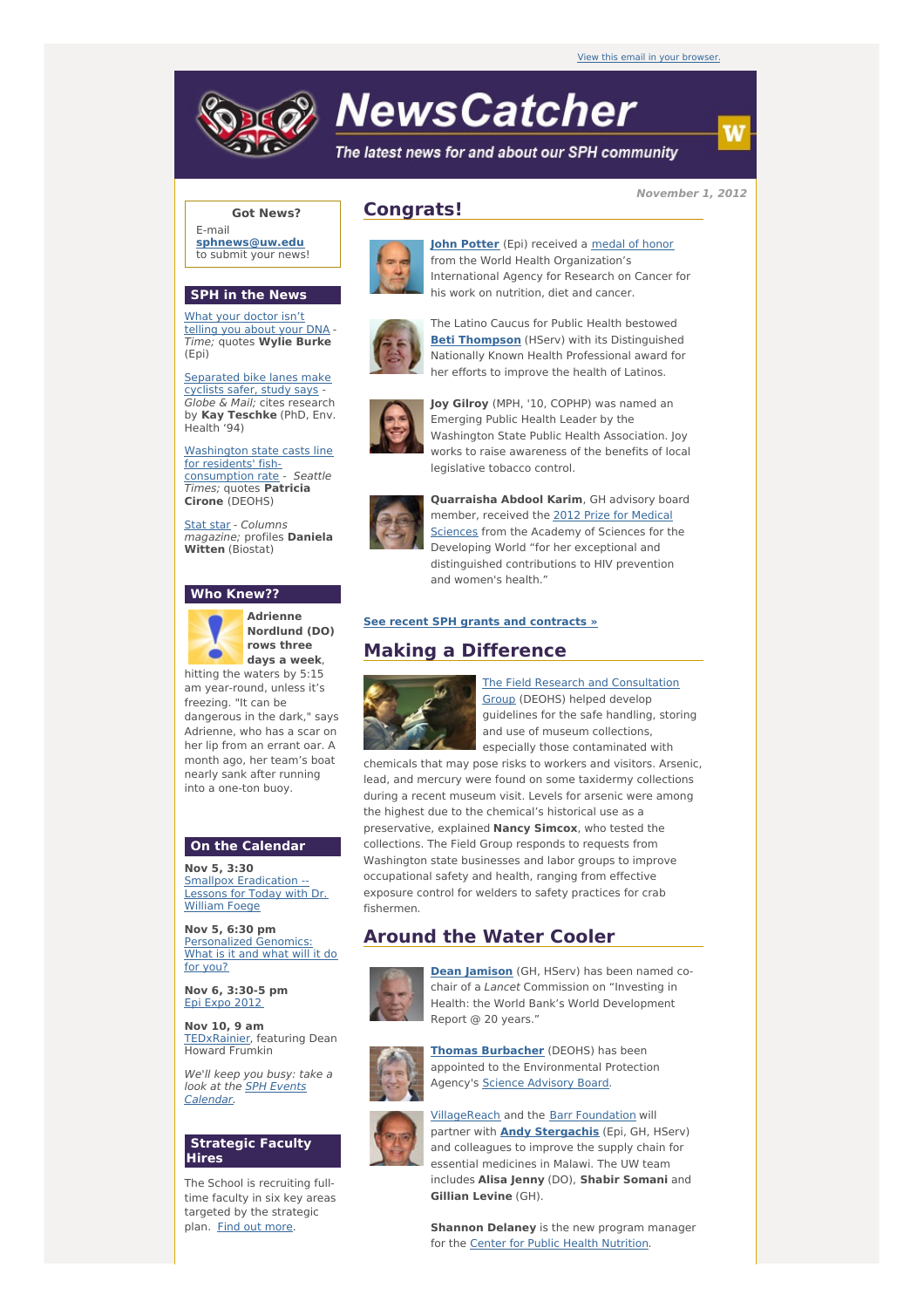View this email in your browser.

# NewsCatcher

*The latest news for and about our SPH community*

**November 1, 2012**

**Got News?**

E-mail **sphnews@uw.edu** to submit your news!

## SPH in the News

What your doctor isn't telling you about your DNA - *Time;* quotes **Wylie Burke** (Epi)

Separated bike lanes make cyclists safer, study says - *Globe & Mail;* cites research by **Kay Teschke** (PhD, Env. Health '94)

Washington state casts line for residents' fish-consumption rate - *Seattle Times;* quotes **Patricia Cirone** (DEOHS)

Stat star - *Columns magazine;* profiles **Daniela Witten** (Biostat)

## Who Knew??

**Adrienne Nordlund (DO) rows three days a week**, hitting the waters by 5:15 am year-round, unless it's freezing. "It can be dangerous in the dark," says Adrienne, who has a scar on her lip from an errant oar. A month ago, her team's boat nearly sank after running into a one-ton buoy.

## On the Calendar

**Nov 5, 3:30**
Smallpox Eradication -- Lessons for Today with Dr. William Foege

**Nov 5, 6:30 pm**
Personalized Genomics: What is it and what will it do for you?

**Nov 6, 3:30-5 pm**
Epi Expo 2012

**Nov 10, 9 am**
TEDxRainier, featuring Dean Howard Frumkin

*We'll keep you busy: take a look at the SPH Events Calendar.*

## Strategic Faculty Hires

The School is recruiting full-time faculty in six key areas targeted by the strategic plan. Find out more.

## Congrats!

**John Potter** (Epi) received a medal of honor from the World Health Organization's International Agency for Research on Cancer for his work on nutrition, diet and cancer.

The Latino Caucus for Public Health bestowed **Beti Thompson** (HServ) with its Distinguished Nationally Known Health Professional award for her efforts to improve the health of Latinos.

**Joy Gilroy** (MPH, '10, COPHP) was named an Emerging Public Health Leader by the Washington State Public Health Association. Joy works to raise awareness of the benefits of local legislative tobacco control.

**Quarraisha Abdool Karim**, GH advisory board member, received the 2012 Prize for Medical Sciences from the Academy of Sciences for the Developing World "for her exceptional and distinguished contributions to HIV prevention and women's health."

**See recent SPH grants and contracts »**

## Making a Difference

The Field Research and Consultation Group (DEOHS) helped develop guidelines for the safe handling, storing and use of museum collections, especially those contaminated with chemicals that may pose risks to workers and visitors. Arsenic, lead, and mercury were found on some taxidermy collections during a recent museum visit. Levels for arsenic were among the highest due to the chemical's historical use as a preservative, explained **Nancy Simcox**, who tested the collections. The Field Group responds to requests from Washington state businesses and labor groups to improve occupational safety and health, ranging from effective exposure control for welders to safety practices for crab fishermen.

## Around the Water Cooler

**Dean Jamison** (GH, HServ) has been named co-chair of a *Lancet* Commission on "Investing in Health: the World Bank's World Development Report @ 20 years."

**Thomas Burbacher** (DEOHS) has been appointed to the Environmental Protection Agency's Science Advisory Board.

VillageReach and the Barr Foundation will partner with **Andy Stergachis** (Epi, GH, HServ) and colleagues to improve the supply chain for essential medicines in Malawi. The UW team includes **Alisa Jenny** (DO), **Shabir Somani** and **Gillian Levine** (GH).

**Shannon Delaney** is the new program manager for the Center for Public Health Nutrition.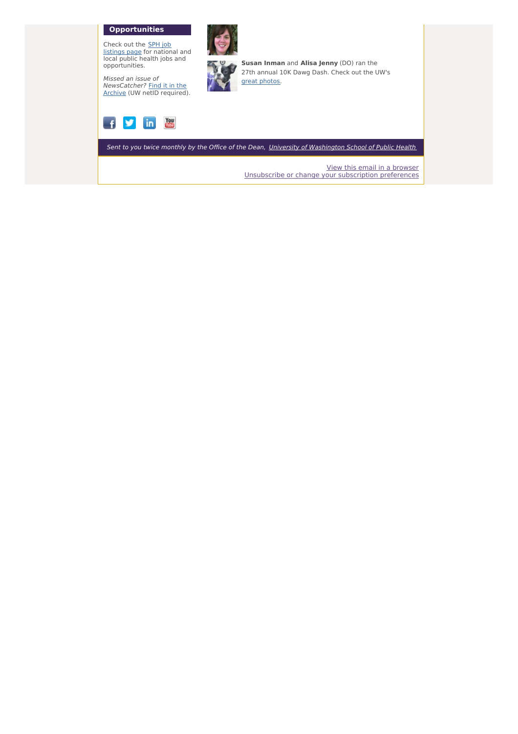## Opportunities

Check out the SPH job listings page for national and local public health jobs and opportunities.

*Missed an issue of NewsCatcher?* Find it in the Archive (UW netID required).

**Susan Inman** and **Alisa Jenny** (DO) ran the 27th annual 10K Dawg Dash. Check out the UW's great photos.

*Sent to you twice monthly by the Office of the Dean, University of Washington School of Public Health*

View this email in a browser
Unsubscribe or change your subscription preferences